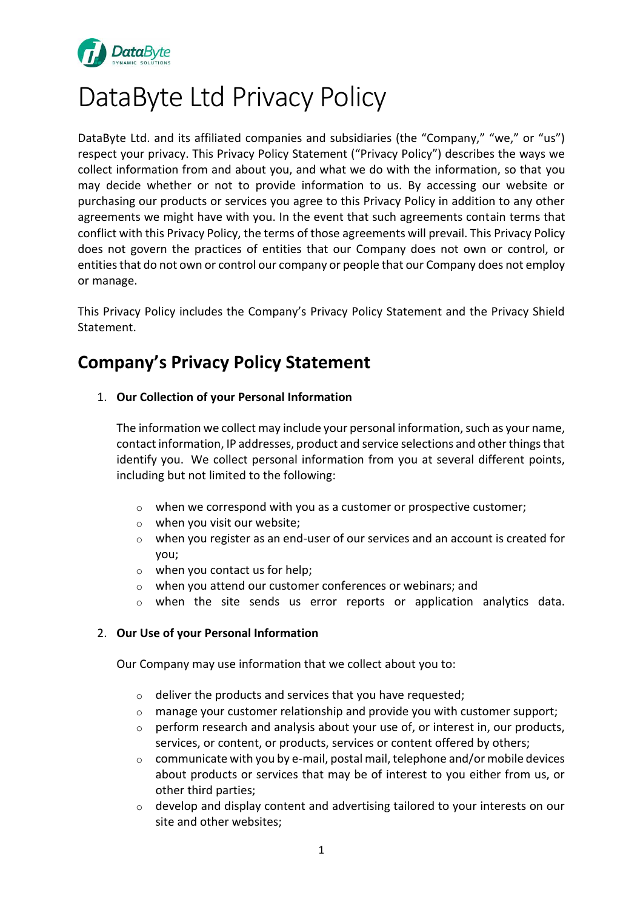# DataByte Ltd Privacy Policy

DataByte Ltd. and its affiliated companies and subsidiaries (the "Company," "we," or "us") respect your privacy. This Privacy Policy Statement ("Privacy Policy") describes the ways we collect information from and about you, and what we do with the information, so that you may decide whether or not to provide information to us. By accessing our website or purchasing our products or services you agree to this Privacy Policy in addition to any other agreements we might have with you. In the event that such agreements contain terms that conflict with this Privacy Policy, the terms of those agreements will prevail. This Privacy Policy does not govern the practices of entities that our Company does not own or control, or entities that do not own or control our company or people that our Company does not employ or manage.

This Privacy Policy includes the Company's Privacy Policy Statement and the Privacy Shield Statement.

## Company's Privacy Policy Statement

1. **Our Collection of your Personal Information**

   The information we collect may include your personal information, such as your name, contact information, IP addresses, product and service selections and other things that identify you. We collect personal information from you at several different points, including but not limited to the following:

   - when we correspond with you as a customer or prospective customer;
   - when you visit our website;
   - when you register as an end-user of our services and an account is created for you;
   - when you contact us for help;
   - when you attend our customer conferences or webinars; and
   - when the site sends us error reports or application analytics data.

2. **Our Use of your Personal Information**

   Our Company may use information that we collect about you to:

   - deliver the products and services that you have requested;
   - manage your customer relationship and provide you with customer support;
   - perform research and analysis about your use of, or interest in, our products, services, or content, or products, services or content offered by others;
   - communicate with you by e-mail, postal mail, telephone and/or mobile devices about products or services that may be of interest to you either from us, or other third parties;
   - develop and display content and advertising tailored to your interests on our site and other websites;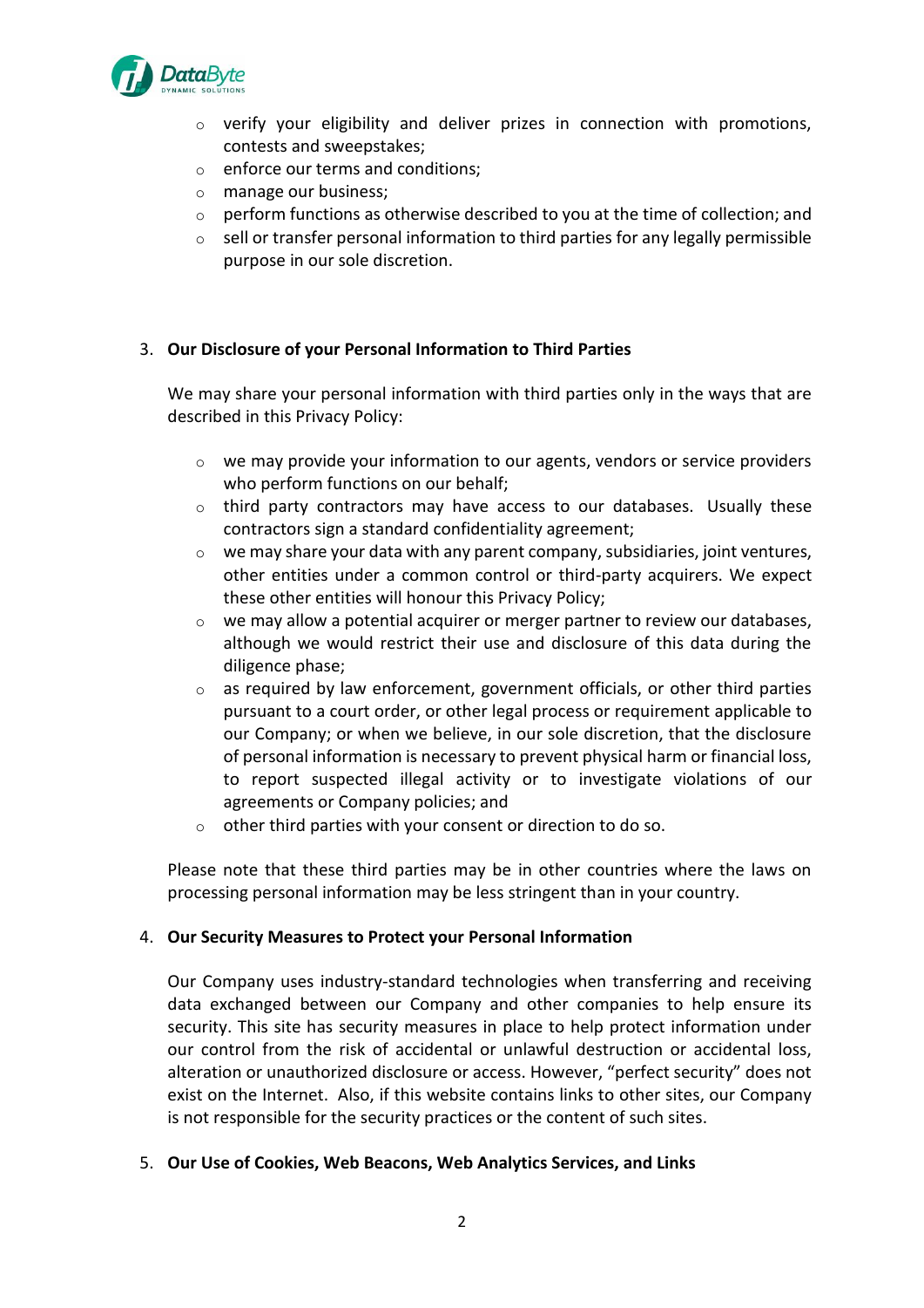- verify your eligibility and deliver prizes in connection with promotions, contests and sweepstakes;
- enforce our terms and conditions;
- manage our business;
- perform functions as otherwise described to you at the time of collection; and
- sell or transfer personal information to third parties for any legally permissible purpose in our sole discretion.

3. **Our Disclosure of your Personal Information to Third Parties**

   We may share your personal information with third parties only in the ways that are described in this Privacy Policy:

   - we may provide your information to our agents, vendors or service providers who perform functions on our behalf;
   - third party contractors may have access to our databases. Usually these contractors sign a standard confidentiality agreement;
   - we may share your data with any parent company, subsidiaries, joint ventures, other entities under a common control or third-party acquirers. We expect these other entities will honour this Privacy Policy;
   - we may allow a potential acquirer or merger partner to review our databases, although we would restrict their use and disclosure of this data during the diligence phase;
   - as required by law enforcement, government officials, or other third parties pursuant to a court order, or other legal process or requirement applicable to our Company; or when we believe, in our sole discretion, that the disclosure of personal information is necessary to prevent physical harm or financial loss, to report suspected illegal activity or to investigate violations of our agreements or Company policies; and
   - other third parties with your consent or direction to do so.

   Please note that these third parties may be in other countries where the laws on processing personal information may be less stringent than in your country.

4. **Our Security Measures to Protect your Personal Information**

   Our Company uses industry-standard technologies when transferring and receiving data exchanged between our Company and other companies to help ensure its security. This site has security measures in place to help protect information under our control from the risk of accidental or unlawful destruction or accidental loss, alteration or unauthorized disclosure or access. However, "perfect security" does not exist on the Internet. Also, if this website contains links to other sites, our Company is not responsible for the security practices or the content of such sites.

5. **Our Use of Cookies, Web Beacons, Web Analytics Services, and Links**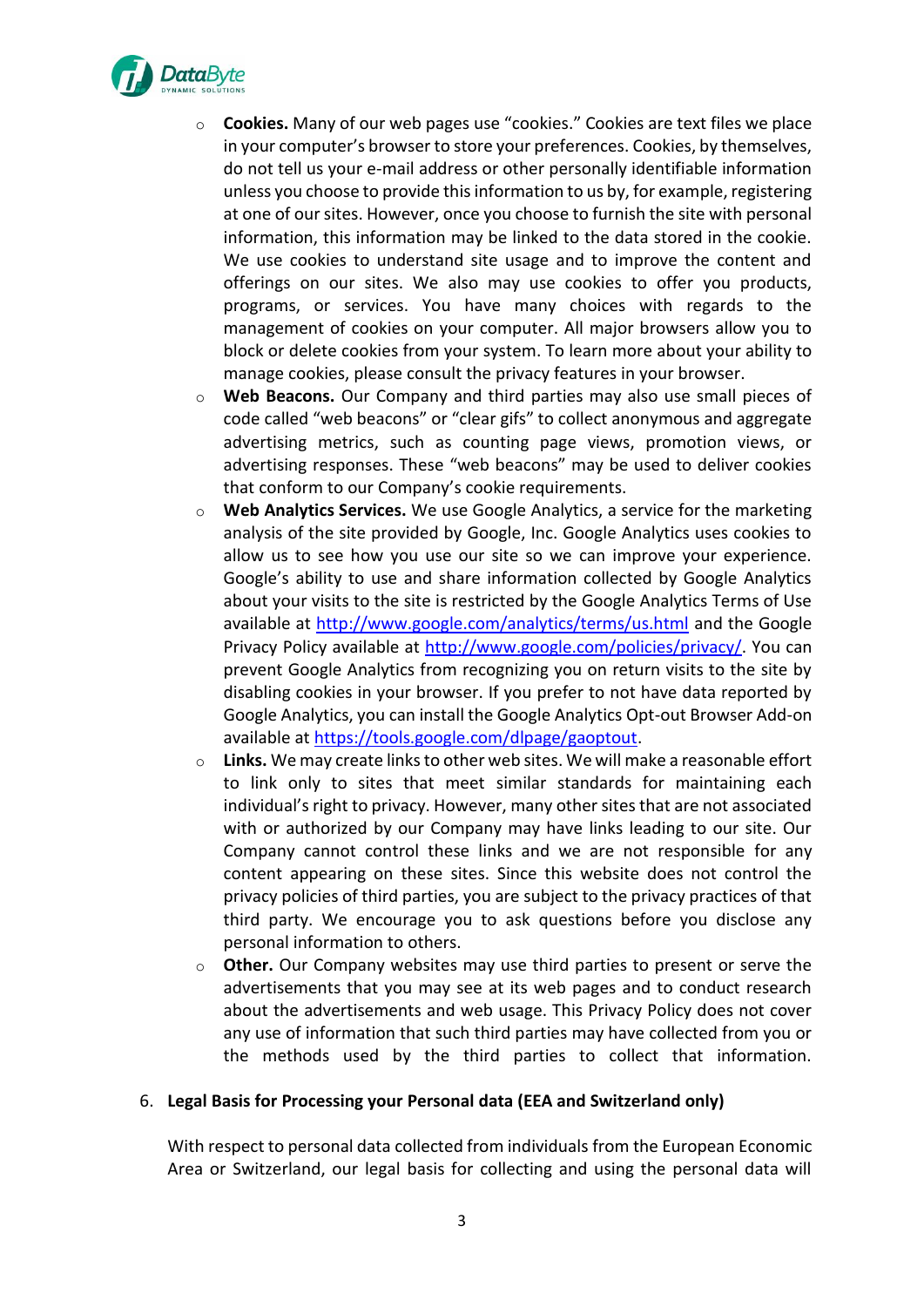- **Cookies.** Many of our web pages use "cookies." Cookies are text files we place in your computer's browser to store your preferences. Cookies, by themselves, do not tell us your e-mail address or other personally identifiable information unless you choose to provide this information to us by, for example, registering at one of our sites. However, once you choose to furnish the site with personal information, this information may be linked to the data stored in the cookie. We use cookies to understand site usage and to improve the content and offerings on our sites. We also may use cookies to offer you products, programs, or services. You have many choices with regards to the management of cookies on your computer. All major browsers allow you to block or delete cookies from your system. To learn more about your ability to manage cookies, please consult the privacy features in your browser.
- **Web Beacons.** Our Company and third parties may also use small pieces of code called "web beacons" or "clear gifs" to collect anonymous and aggregate advertising metrics, such as counting page views, promotion views, or advertising responses. These "web beacons" may be used to deliver cookies that conform to our Company's cookie requirements.
- **Web Analytics Services.** We use Google Analytics, a service for the marketing analysis of the site provided by Google, Inc. Google Analytics uses cookies to allow us to see how you use our site so we can improve your experience. Google's ability to use and share information collected by Google Analytics about your visits to the site is restricted by the Google Analytics Terms of Use available at http://www.google.com/analytics/terms/us.html and the Google Privacy Policy available at http://www.google.com/policies/privacy/. You can prevent Google Analytics from recognizing you on return visits to the site by disabling cookies in your browser. If you prefer to not have data reported by Google Analytics, you can install the Google Analytics Opt-out Browser Add-on available at https://tools.google.com/dlpage/gaoptout.
- **Links.** We may create links to other web sites. We will make a reasonable effort to link only to sites that meet similar standards for maintaining each individual's right to privacy. However, many other sites that are not associated with or authorized by our Company may have links leading to our site. Our Company cannot control these links and we are not responsible for any content appearing on these sites. Since this website does not control the privacy policies of third parties, you are subject to the privacy practices of that third party. We encourage you to ask questions before you disclose any personal information to others.
- **Other.** Our Company websites may use third parties to present or serve the advertisements that you may see at its web pages and to conduct research about the advertisements and web usage. This Privacy Policy does not cover any use of information that such third parties may have collected from you or the methods used by the third parties to collect that information.

6. **Legal Basis for Processing your Personal data (EEA and Switzerland only)**

   With respect to personal data collected from individuals from the European Economic Area or Switzerland, our legal basis for collecting and using the personal data will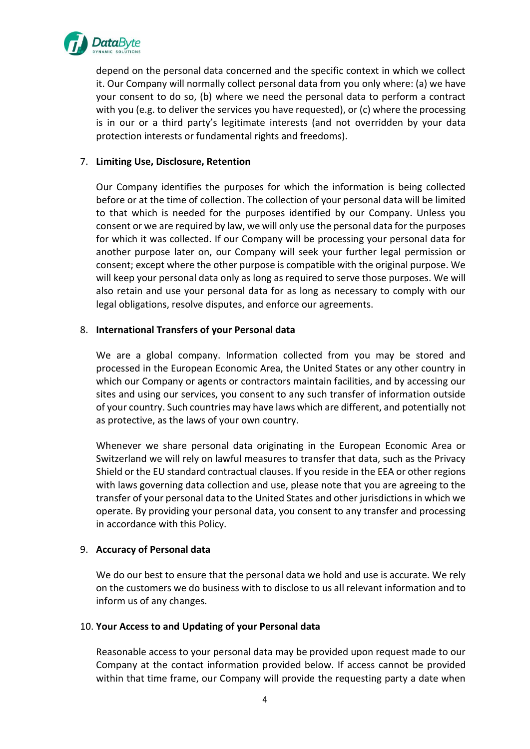depend on the personal data concerned and the specific context in which we collect it. Our Company will normally collect personal data from you only where: (a) we have your consent to do so, (b) where we need the personal data to perform a contract with you (e.g. to deliver the services you have requested), or (c) where the processing is in our or a third party's legitimate interests (and not overridden by your data protection interests or fundamental rights and freedoms).

7. **Limiting Use, Disclosure, Retention**

   Our Company identifies the purposes for which the information is being collected before or at the time of collection. The collection of your personal data will be limited to that which is needed for the purposes identified by our Company. Unless you consent or we are required by law, we will only use the personal data for the purposes for which it was collected. If our Company will be processing your personal data for another purpose later on, our Company will seek your further legal permission or consent; except where the other purpose is compatible with the original purpose. We will keep your personal data only as long as required to serve those purposes. We will also retain and use your personal data for as long as necessary to comply with our legal obligations, resolve disputes, and enforce our agreements.

8. **International Transfers of your Personal data**

   We are a global company. Information collected from you may be stored and processed in the European Economic Area, the United States or any other country in which our Company or agents or contractors maintain facilities, and by accessing our sites and using our services, you consent to any such transfer of information outside of your country. Such countries may have laws which are different, and potentially not as protective, as the laws of your own country.

   Whenever we share personal data originating in the European Economic Area or Switzerland we will rely on lawful measures to transfer that data, such as the Privacy Shield or the EU standard contractual clauses. If you reside in the EEA or other regions with laws governing data collection and use, please note that you are agreeing to the transfer of your personal data to the United States and other jurisdictions in which we operate. By providing your personal data, you consent to any transfer and processing in accordance with this Policy.

9. **Accuracy of Personal data**

   We do our best to ensure that the personal data we hold and use is accurate. We rely on the customers we do business with to disclose to us all relevant information and to inform us of any changes.

10. **Your Access to and Updating of your Personal data**

    Reasonable access to your personal data may be provided upon request made to our Company at the contact information provided below. If access cannot be provided within that time frame, our Company will provide the requesting party a date when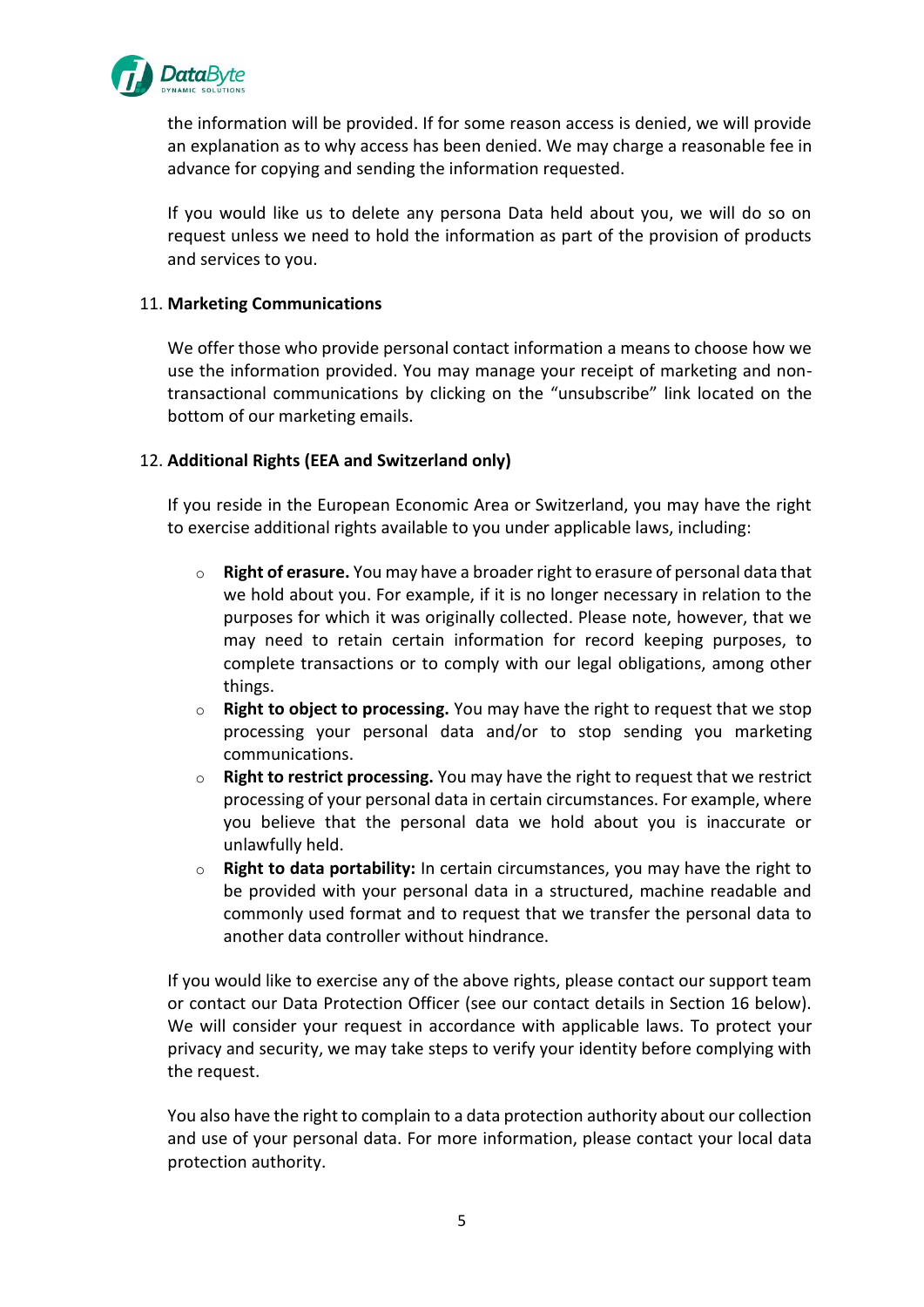the information will be provided. If for some reason access is denied, we will provide an explanation as to why access has been denied. We may charge a reasonable fee in advance for copying and sending the information requested.

If you would like us to delete any persona Data held about you, we will do so on request unless we need to hold the information as part of the provision of products and services to you.

11. **Marketing Communications**

We offer those who provide personal contact information a means to choose how we use the information provided. You may manage your receipt of marketing and non-transactional communications by clicking on the "unsubscribe" link located on the bottom of our marketing emails.

12. **Additional Rights (EEA and Switzerland only)**

If you reside in the European Economic Area or Switzerland, you may have the right to exercise additional rights available to you under applicable laws, including:

- **Right of erasure.** You may have a broader right to erasure of personal data that we hold about you. For example, if it is no longer necessary in relation to the purposes for which it was originally collected. Please note, however, that we may need to retain certain information for record keeping purposes, to complete transactions or to comply with our legal obligations, among other things.
- **Right to object to processing.** You may have the right to request that we stop processing your personal data and/or to stop sending you marketing communications.
- **Right to restrict processing.** You may have the right to request that we restrict processing of your personal data in certain circumstances. For example, where you believe that the personal data we hold about you is inaccurate or unlawfully held.
- **Right to data portability:** In certain circumstances, you may have the right to be provided with your personal data in a structured, machine readable and commonly used format and to request that we transfer the personal data to another data controller without hindrance.

If you would like to exercise any of the above rights, please contact our support team or contact our Data Protection Officer (see our contact details in Section 16 below). We will consider your request in accordance with applicable laws. To protect your privacy and security, we may take steps to verify your identity before complying with the request.

You also have the right to complain to a data protection authority about our collection and use of your personal data. For more information, please contact your local data protection authority.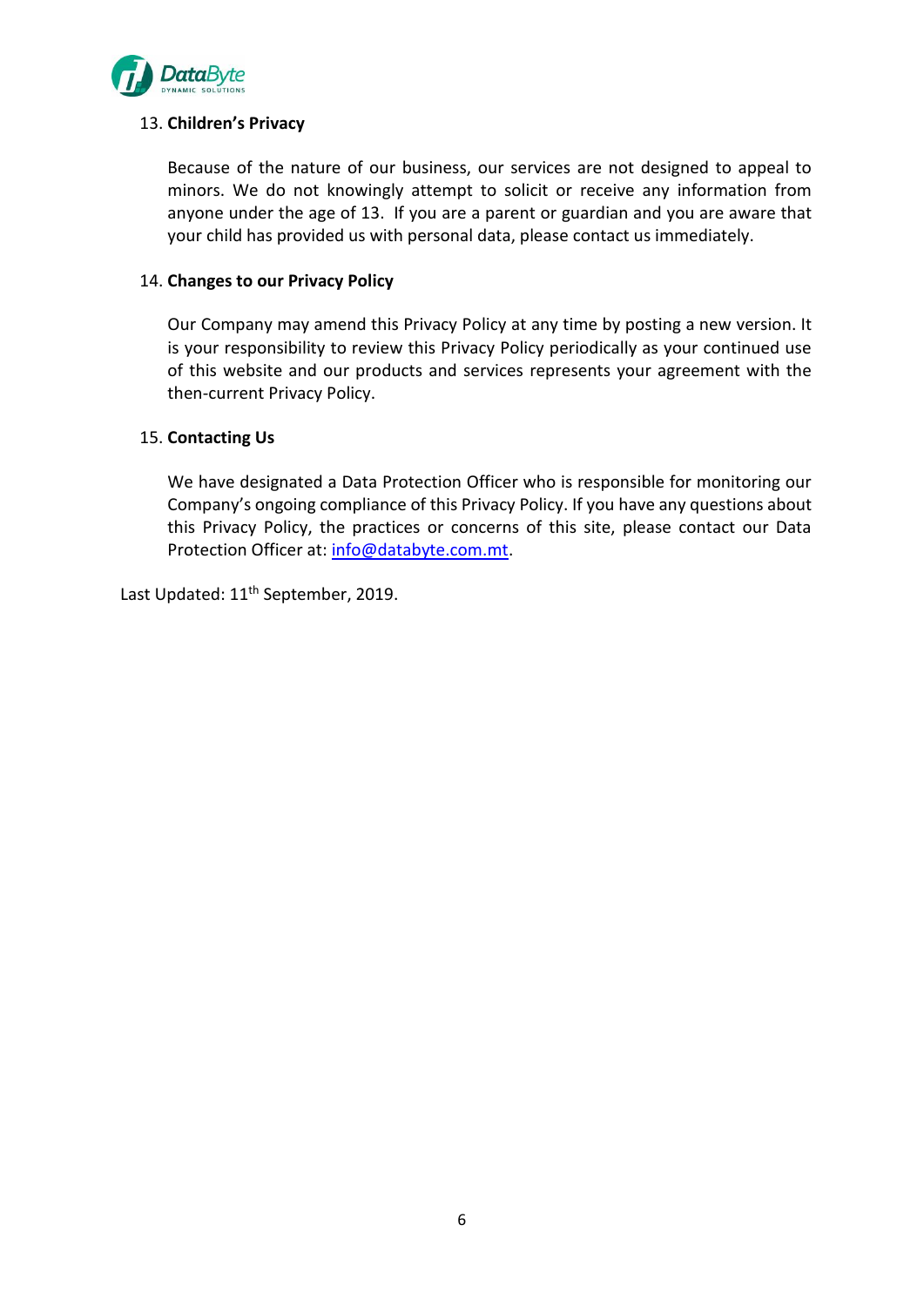13. **Children's Privacy**

    Because of the nature of our business, our services are not designed to appeal to minors. We do not knowingly attempt to solicit or receive any information from anyone under the age of 13. If you are a parent or guardian and you are aware that your child has provided us with personal data, please contact us immediately.

14. **Changes to our Privacy Policy**

    Our Company may amend this Privacy Policy at any time by posting a new version. It is your responsibility to review this Privacy Policy periodically as your continued use of this website and our products and services represents your agreement with the then-current Privacy Policy.

15. **Contacting Us**

    We have designated a Data Protection Officer who is responsible for monitoring our Company's ongoing compliance of this Privacy Policy. If you have any questions about this Privacy Policy, the practices or concerns of this site, please contact our Data Protection Officer at: info@databyte.com.mt.

Last Updated: 11th September, 2019.